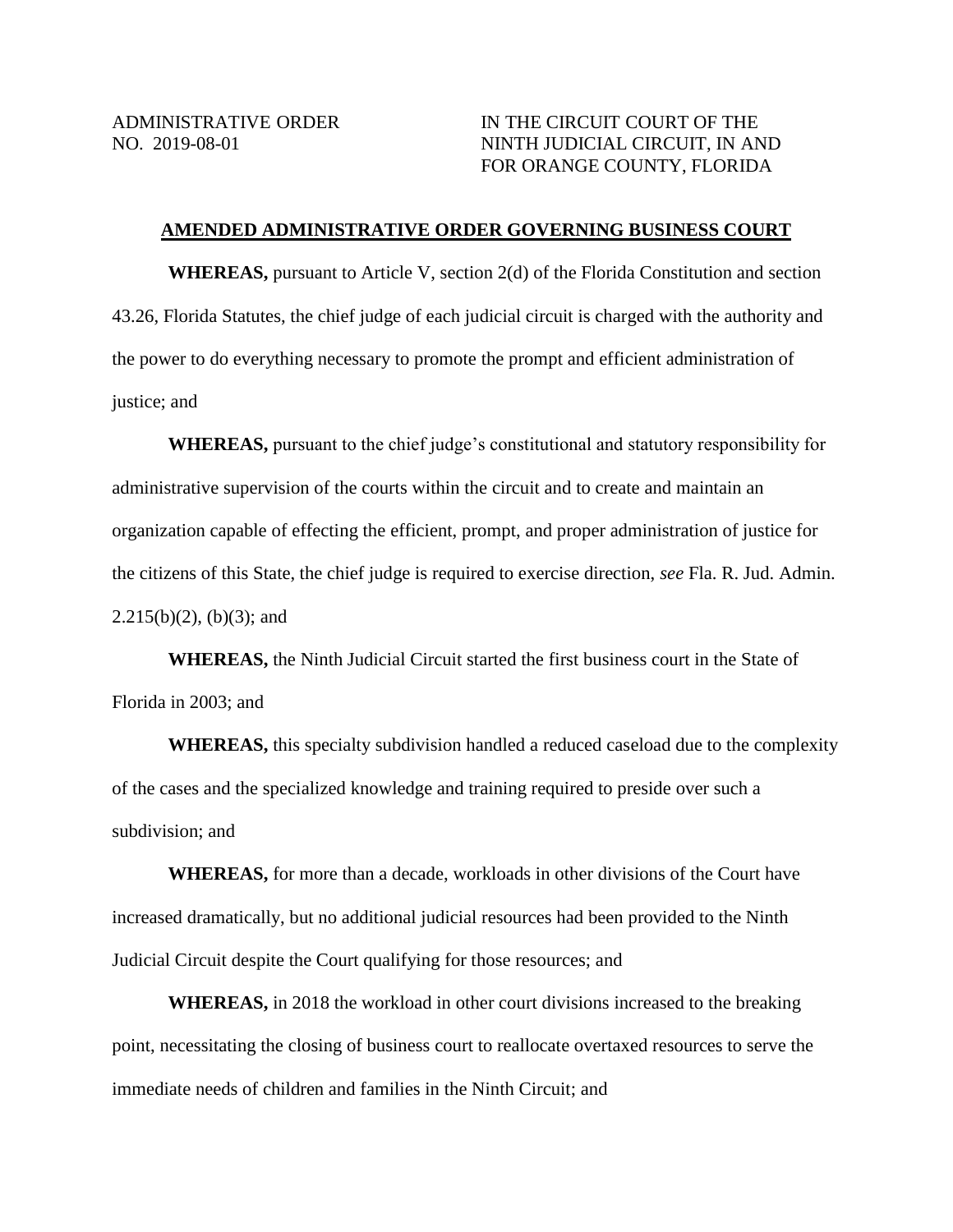ADMINISTRATIVE ORDER
NO. 2019-08-01

IN THE CIRCUIT COURT OF THE
NINTH JUDICIAL CIRCUIT, IN AND
FOR ORANGE COUNTY, FLORIDA

## AMENDED ADMINISTRATIVE ORDER GOVERNING BUSINESS COURT

**WHEREAS,** pursuant to Article V, section 2(d) of the Florida Constitution and section 43.26, Florida Statutes, the chief judge of each judicial circuit is charged with the authority and the power to do everything necessary to promote the prompt and efficient administration of justice; and

**WHEREAS,** pursuant to the chief judge's constitutional and statutory responsibility for administrative supervision of the courts within the circuit and to create and maintain an organization capable of effecting the efficient, prompt, and proper administration of justice for the citizens of this State, the chief judge is required to exercise direction, *see* Fla. R. Jud. Admin. 2.215(b)(2), (b)(3); and

**WHEREAS,** the Ninth Judicial Circuit started the first business court in the State of Florida in 2003; and

**WHEREAS,** this specialty subdivision handled a reduced caseload due to the complexity of the cases and the specialized knowledge and training required to preside over such a subdivision; and

**WHEREAS,** for more than a decade, workloads in other divisions of the Court have increased dramatically, but no additional judicial resources had been provided to the Ninth Judicial Circuit despite the Court qualifying for those resources; and

**WHEREAS,** in 2018 the workload in other court divisions increased to the breaking point, necessitating the closing of business court to reallocate overtaxed resources to serve the immediate needs of children and families in the Ninth Circuit; and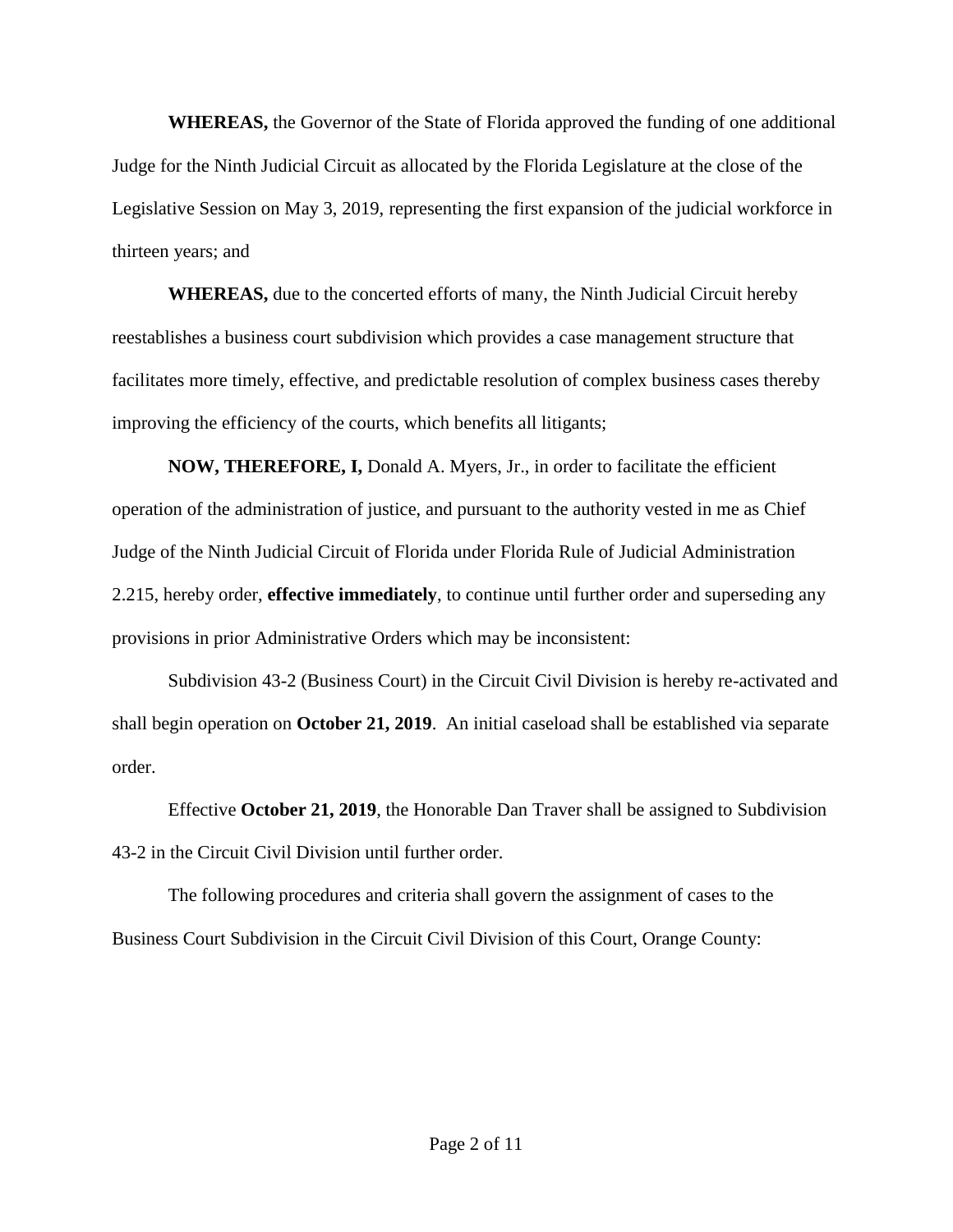**WHEREAS,** the Governor of the State of Florida approved the funding of one additional Judge for the Ninth Judicial Circuit as allocated by the Florida Legislature at the close of the Legislative Session on May 3, 2019, representing the first expansion of the judicial workforce in thirteen years; and

**WHEREAS,** due to the concerted efforts of many, the Ninth Judicial Circuit hereby reestablishes a business court subdivision which provides a case management structure that facilitates more timely, effective, and predictable resolution of complex business cases thereby improving the efficiency of the courts, which benefits all litigants;

**NOW, THEREFORE, I,** Donald A. Myers, Jr., in order to facilitate the efficient operation of the administration of justice, and pursuant to the authority vested in me as Chief Judge of the Ninth Judicial Circuit of Florida under Florida Rule of Judicial Administration 2.215, hereby order, **effective immediately**, to continue until further order and superseding any provisions in prior Administrative Orders which may be inconsistent:

Subdivision 43-2 (Business Court) in the Circuit Civil Division is hereby re-activated and shall begin operation on **October 21, 2019**. An initial caseload shall be established via separate order.

Effective **October 21, 2019**, the Honorable Dan Traver shall be assigned to Subdivision 43-2 in the Circuit Civil Division until further order.

The following procedures and criteria shall govern the assignment of cases to the Business Court Subdivision in the Circuit Civil Division of this Court, Orange County: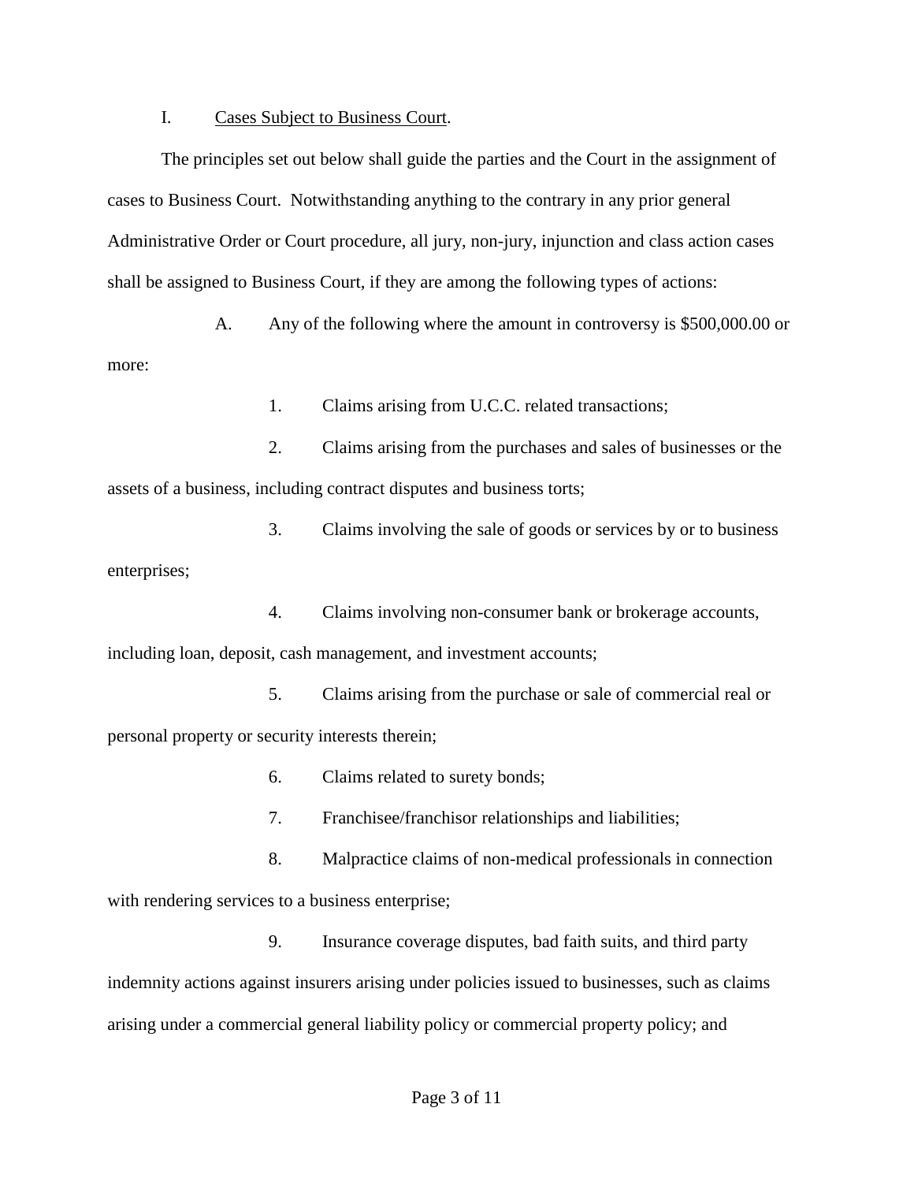I. <u>Cases Subject to Business Court</u>.

The principles set out below shall guide the parties and the Court in the assignment of cases to Business Court. Notwithstanding anything to the contrary in any prior general Administrative Order or Court procedure, all jury, non-jury, injunction and class action cases shall be assigned to Business Court, if they are among the following types of actions:

A. Any of the following where the amount in controversy is $500,000.00 or more:

1. Claims arising from U.C.C. related transactions;

2. Claims arising from the purchases and sales of businesses or the assets of a business, including contract disputes and business torts;

3. Claims involving the sale of goods or services by or to business enterprises;

4. Claims involving non-consumer bank or brokerage accounts, including loan, deposit, cash management, and investment accounts;

5. Claims arising from the purchase or sale of commercial real or personal property or security interests therein;

6. Claims related to surety bonds;

7. Franchisee/franchisor relationships and liabilities;

8. Malpractice claims of non-medical professionals in connection with rendering services to a business enterprise;

9. Insurance coverage disputes, bad faith suits, and third party indemnity actions against insurers arising under policies issued to businesses, such as claims arising under a commercial general liability policy or commercial property policy; and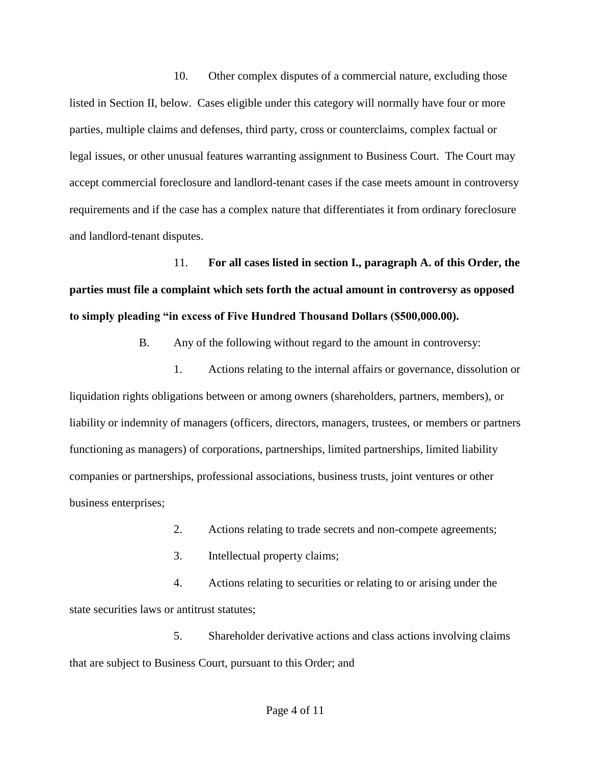10. Other complex disputes of a commercial nature, excluding those listed in Section II, below. Cases eligible under this category will normally have four or more parties, multiple claims and defenses, third party, cross or counterclaims, complex factual or legal issues, or other unusual features warranting assignment to Business Court. The Court may accept commercial foreclosure and landlord-tenant cases if the case meets amount in controversy requirements and if the case has a complex nature that differentiates it from ordinary foreclosure and landlord-tenant disputes.

11. **For all cases listed in section I., paragraph A. of this Order, the parties must file a complaint which sets forth the actual amount in controversy as opposed to simply pleading "in excess of Five Hundred Thousand Dollars ($500,000.00).**

B. Any of the following without regard to the amount in controversy:

1. Actions relating to the internal affairs or governance, dissolution or liquidation rights obligations between or among owners (shareholders, partners, members), or liability or indemnity of managers (officers, directors, managers, trustees, or members or partners functioning as managers) of corporations, partnerships, limited partnerships, limited liability companies or partnerships, professional associations, business trusts, joint ventures or other business enterprises;

2. Actions relating to trade secrets and non-compete agreements;

3. Intellectual property claims;

4. Actions relating to securities or relating to or arising under the state securities laws or antitrust statutes;

5. Shareholder derivative actions and class actions involving claims that are subject to Business Court, pursuant to this Order; and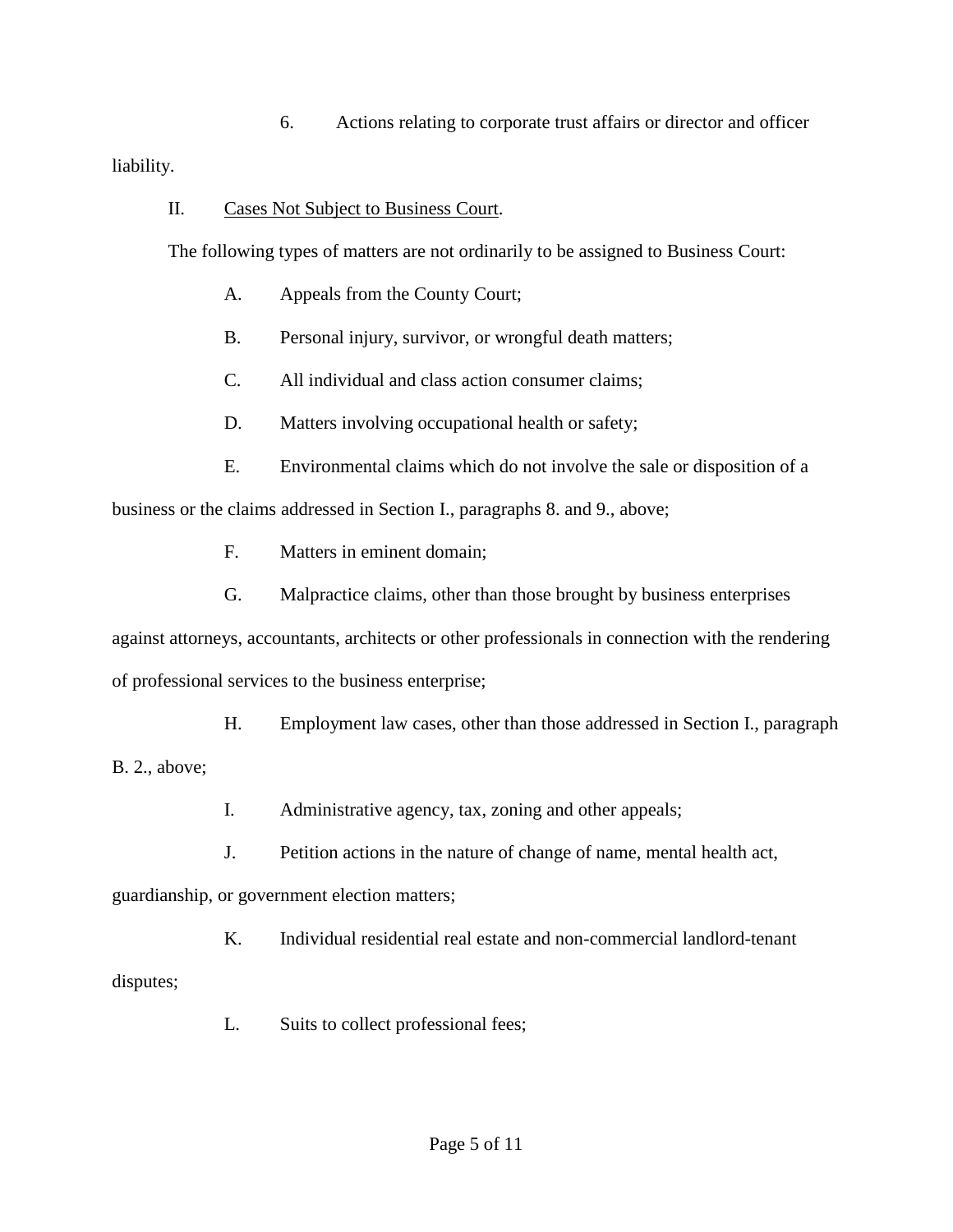6. Actions relating to corporate trust affairs or director and officer liability.

II. <u>Cases Not Subject to Business Court</u>.

The following types of matters are not ordinarily to be assigned to Business Court:

A. Appeals from the County Court;

B. Personal injury, survivor, or wrongful death matters;

C. All individual and class action consumer claims;

D. Matters involving occupational health or safety;

E. Environmental claims which do not involve the sale or disposition of a business or the claims addressed in Section I., paragraphs 8. and 9., above;

F. Matters in eminent domain;

G. Malpractice claims, other than those brought by business enterprises against attorneys, accountants, architects or other professionals in connection with the rendering of professional services to the business enterprise;

H. Employment law cases, other than those addressed in Section I., paragraph B. 2., above;

I. Administrative agency, tax, zoning and other appeals;

J. Petition actions in the nature of change of name, mental health act, guardianship, or government election matters;

K. Individual residential real estate and non-commercial landlord-tenant disputes;

L. Suits to collect professional fees;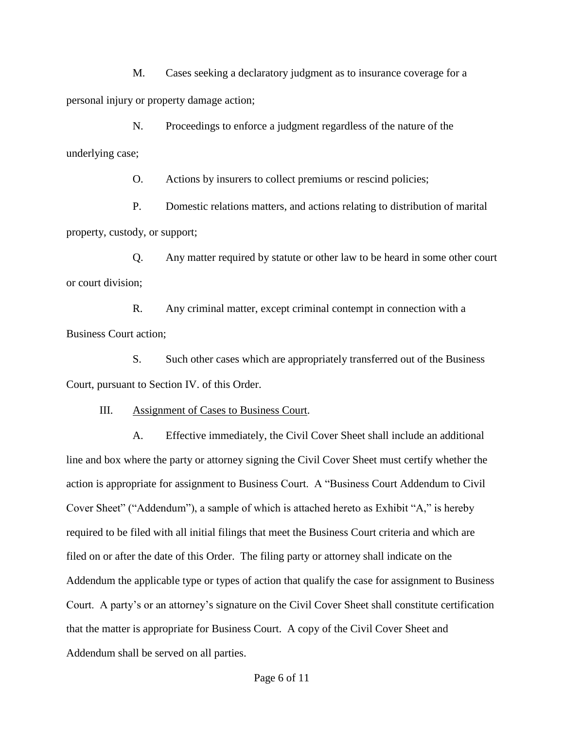M. Cases seeking a declaratory judgment as to insurance coverage for a personal injury or property damage action;

N. Proceedings to enforce a judgment regardless of the nature of the underlying case;

O. Actions by insurers to collect premiums or rescind policies;

P. Domestic relations matters, and actions relating to distribution of marital property, custody, or support;

Q. Any matter required by statute or other law to be heard in some other court or court division;

R. Any criminal matter, except criminal contempt in connection with a Business Court action;

S. Such other cases which are appropriately transferred out of the Business Court, pursuant to Section IV. of this Order.

III. Assignment of Cases to Business Court.

A. Effective immediately, the Civil Cover Sheet shall include an additional line and box where the party or attorney signing the Civil Cover Sheet must certify whether the action is appropriate for assignment to Business Court. A "Business Court Addendum to Civil Cover Sheet" ("Addendum"), a sample of which is attached hereto as Exhibit "A," is hereby required to be filed with all initial filings that meet the Business Court criteria and which are filed on or after the date of this Order. The filing party or attorney shall indicate on the Addendum the applicable type or types of action that qualify the case for assignment to Business Court. A party's or an attorney's signature on the Civil Cover Sheet shall constitute certification that the matter is appropriate for Business Court. A copy of the Civil Cover Sheet and Addendum shall be served on all parties.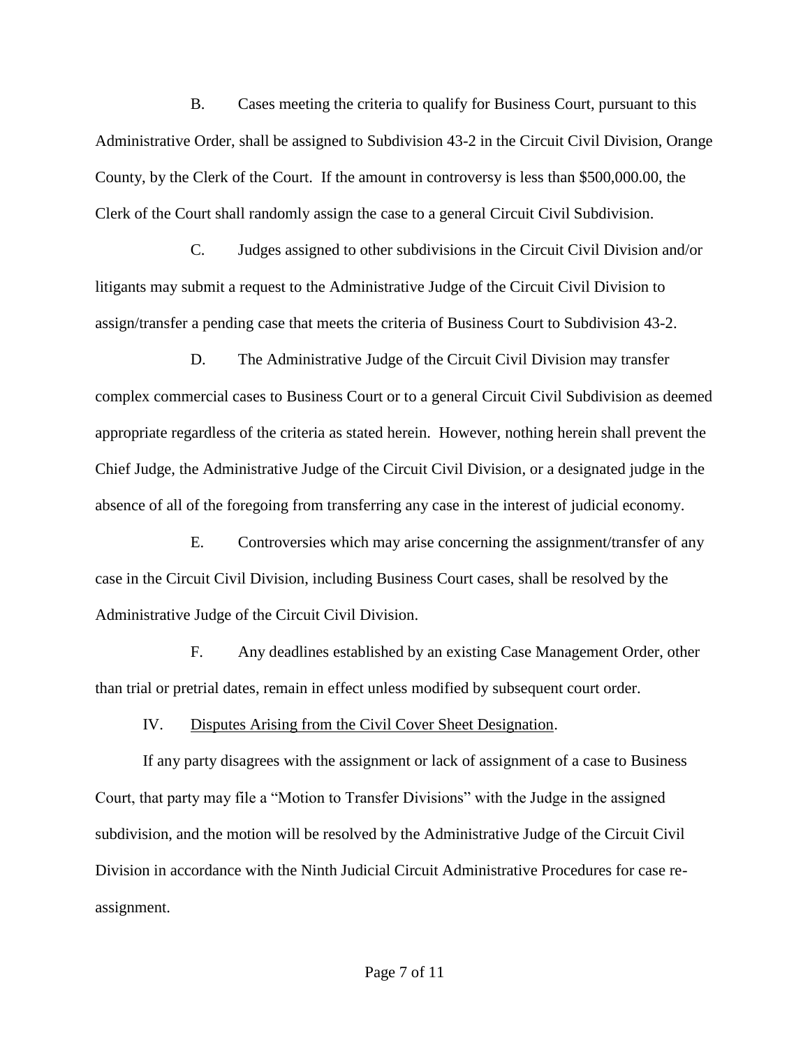B. Cases meeting the criteria to qualify for Business Court, pursuant to this Administrative Order, shall be assigned to Subdivision 43-2 in the Circuit Civil Division, Orange County, by the Clerk of the Court. If the amount in controversy is less than $500,000.00, the Clerk of the Court shall randomly assign the case to a general Circuit Civil Subdivision.

C. Judges assigned to other subdivisions in the Circuit Civil Division and/or litigants may submit a request to the Administrative Judge of the Circuit Civil Division to assign/transfer a pending case that meets the criteria of Business Court to Subdivision 43-2.

D. The Administrative Judge of the Circuit Civil Division may transfer complex commercial cases to Business Court or to a general Circuit Civil Subdivision as deemed appropriate regardless of the criteria as stated herein. However, nothing herein shall prevent the Chief Judge, the Administrative Judge of the Circuit Civil Division, or a designated judge in the absence of all of the foregoing from transferring any case in the interest of judicial economy.

E. Controversies which may arise concerning the assignment/transfer of any case in the Circuit Civil Division, including Business Court cases, shall be resolved by the Administrative Judge of the Circuit Civil Division.

F. Any deadlines established by an existing Case Management Order, other than trial or pretrial dates, remain in effect unless modified by subsequent court order.

IV. Disputes Arising from the Civil Cover Sheet Designation.

If any party disagrees with the assignment or lack of assignment of a case to Business Court, that party may file a "Motion to Transfer Divisions" with the Judge in the assigned subdivision, and the motion will be resolved by the Administrative Judge of the Circuit Civil Division in accordance with the Ninth Judicial Circuit Administrative Procedures for case re-assignment.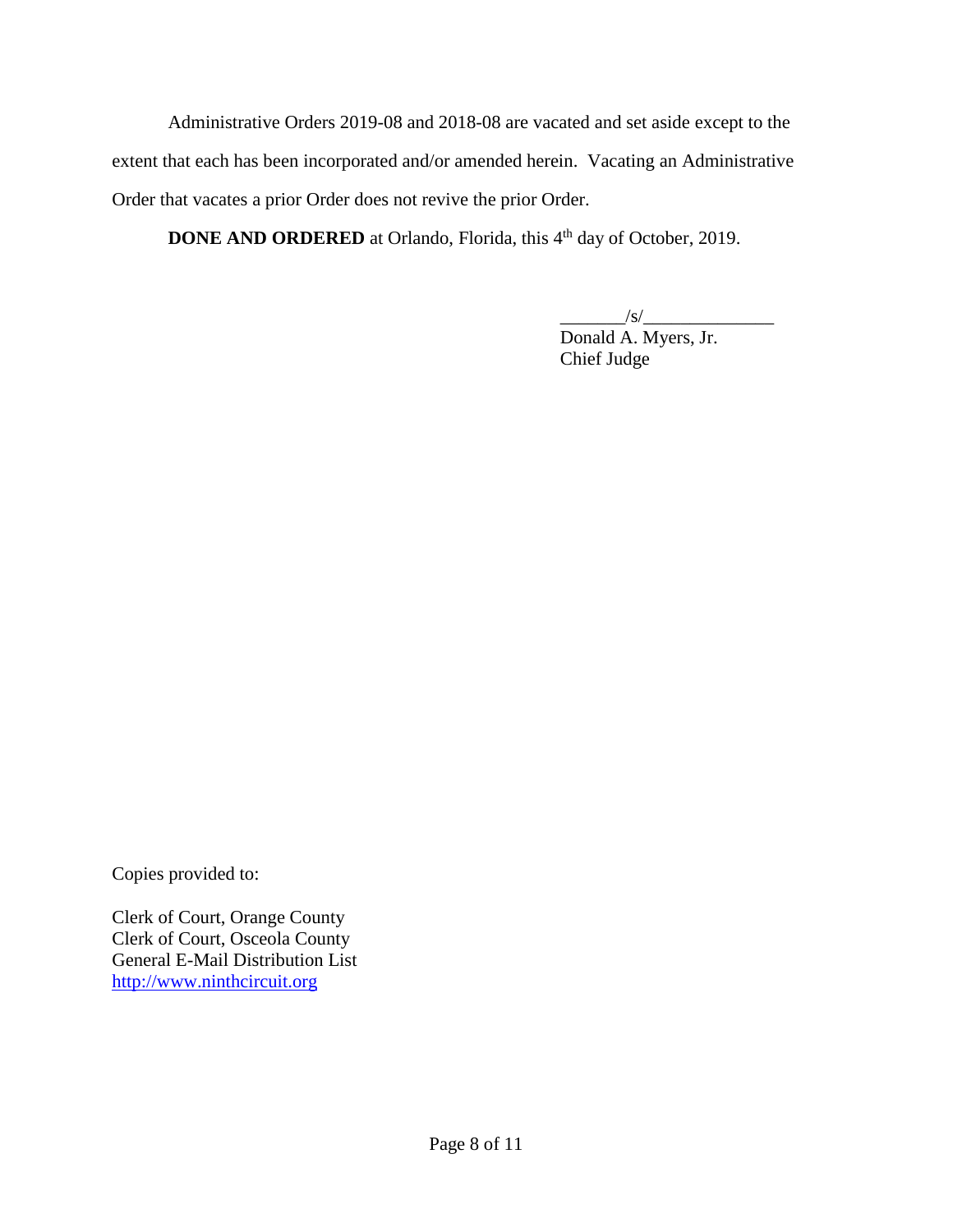Administrative Orders 2019-08 and 2018-08 are vacated and set aside except to the extent that each has been incorporated and/or amended herein. Vacating an Administrative Order that vacates a prior Order does not revive the prior Order.

**DONE AND ORDERED** at Orlando, Florida, this 4th day of October, 2019.

_______/s/______________
Donald A. Myers, Jr.
Chief Judge

Copies provided to:

Clerk of Court, Orange County
Clerk of Court, Osceola County
General E-Mail Distribution List
http://www.ninthcircuit.org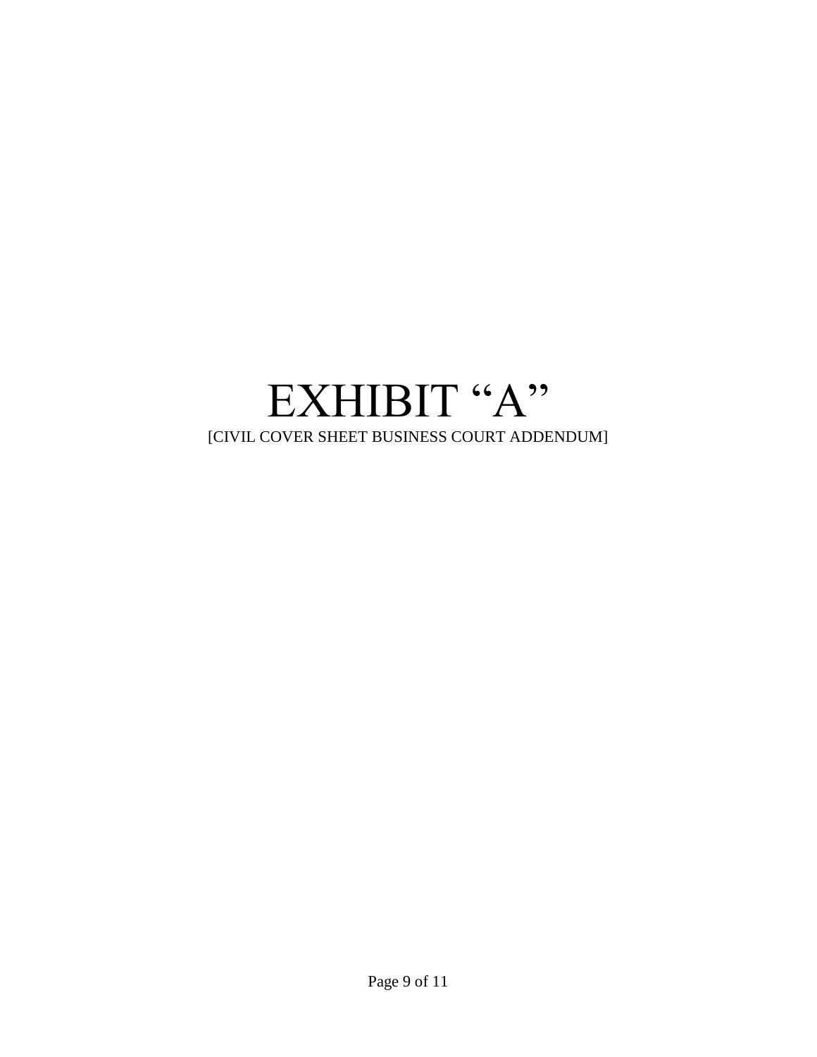# EXHIBIT “A”

[CIVIL COVER SHEET BUSINESS COURT ADDENDUM]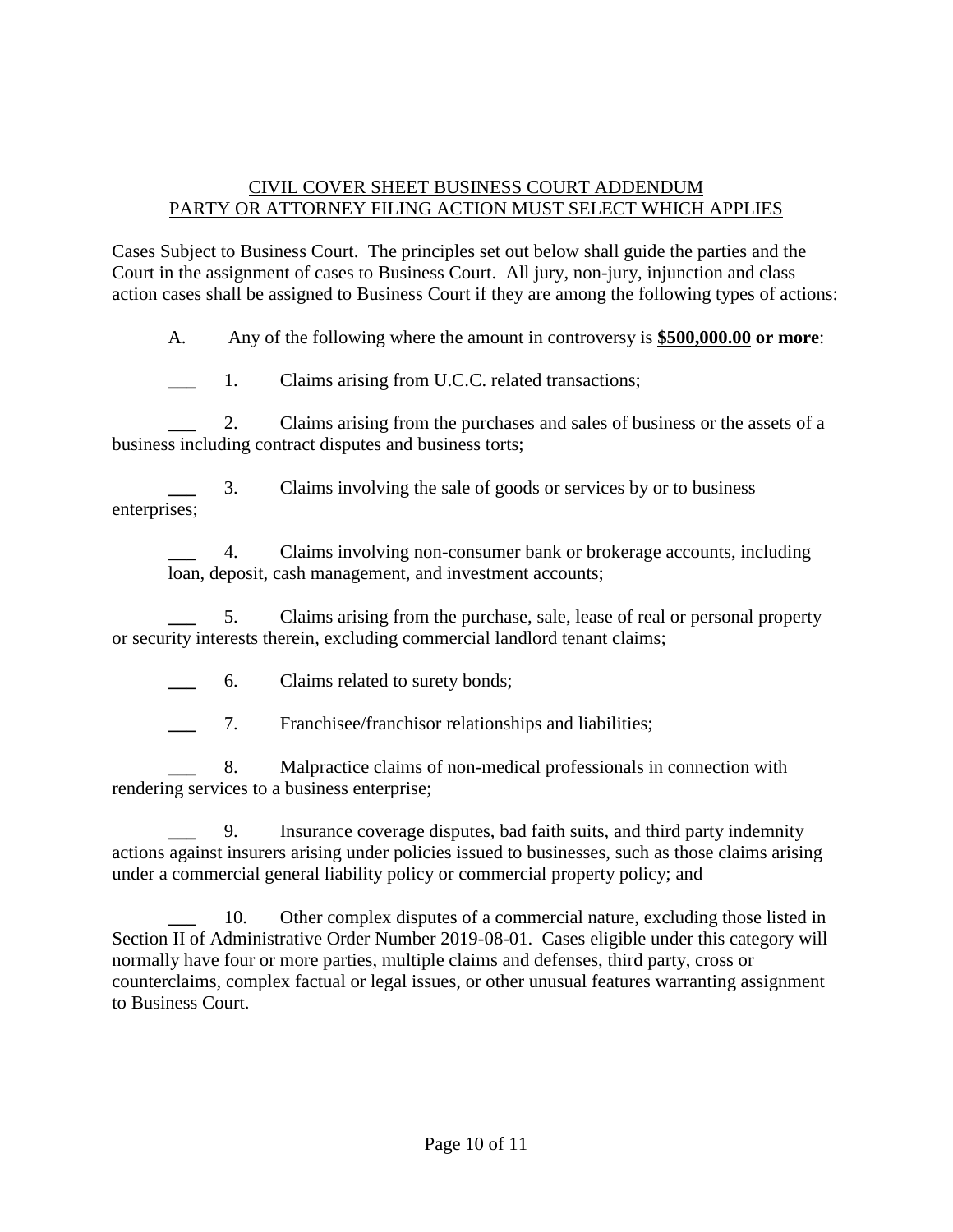<u>CIVIL COVER SHEET BUSINESS COURT ADDENDUM</u>
<u>PARTY OR ATTORNEY FILING ACTION MUST SELECT WHICH APPLIES</u>

<u>Cases Subject to Business Court</u>. The principles set out below shall guide the parties and the Court in the assignment of cases to Business Court. All jury, non-jury, injunction and class action cases shall be assigned to Business Court if they are among the following types of actions:

A. Any of the following where the amount in controversy is **<u>$500,000.00</u> or more**:

___ 1. Claims arising from U.C.C. related transactions;

___ 2. Claims arising from the purchases and sales of business or the assets of a business including contract disputes and business torts;

___ 3. Claims involving the sale of goods or services by or to business enterprises;

___ 4. Claims involving non-consumer bank or brokerage accounts, including loan, deposit, cash management, and investment accounts;

___ 5. Claims arising from the purchase, sale, lease of real or personal property or security interests therein, excluding commercial landlord tenant claims;

___ 6. Claims related to surety bonds;

___ 7. Franchisee/franchisor relationships and liabilities;

___ 8. Malpractice claims of non-medical professionals in connection with rendering services to a business enterprise;

___ 9. Insurance coverage disputes, bad faith suits, and third party indemnity actions against insurers arising under policies issued to businesses, such as those claims arising under a commercial general liability policy or commercial property policy; and

___ 10. Other complex disputes of a commercial nature, excluding those listed in Section II of Administrative Order Number 2019-08-01. Cases eligible under this category will normally have four or more parties, multiple claims and defenses, third party, cross or counterclaims, complex factual or legal issues, or other unusual features warranting assignment to Business Court.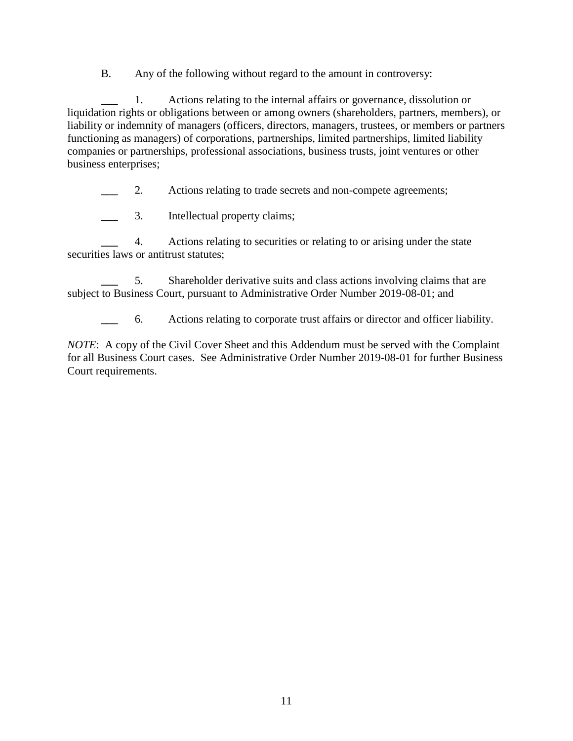B. Any of the following without regard to the amount in controversy:

___ 1. Actions relating to the internal affairs or governance, dissolution or liquidation rights or obligations between or among owners (shareholders, partners, members), or liability or indemnity of managers (officers, directors, managers, trustees, or members or partners functioning as managers) of corporations, partnerships, limited partnerships, limited liability companies or partnerships, professional associations, business trusts, joint ventures or other business enterprises;

___ 2. Actions relating to trade secrets and non-compete agreements;

___ 3. Intellectual property claims;

___ 4. Actions relating to securities or relating to or arising under the state securities laws or antitrust statutes;

___ 5. Shareholder derivative suits and class actions involving claims that are subject to Business Court, pursuant to Administrative Order Number 2019-08-01; and

___ 6. Actions relating to corporate trust affairs or director and officer liability.

*NOTE*: A copy of the Civil Cover Sheet and this Addendum must be served with the Complaint for all Business Court cases. See Administrative Order Number 2019-08-01 for further Business Court requirements.